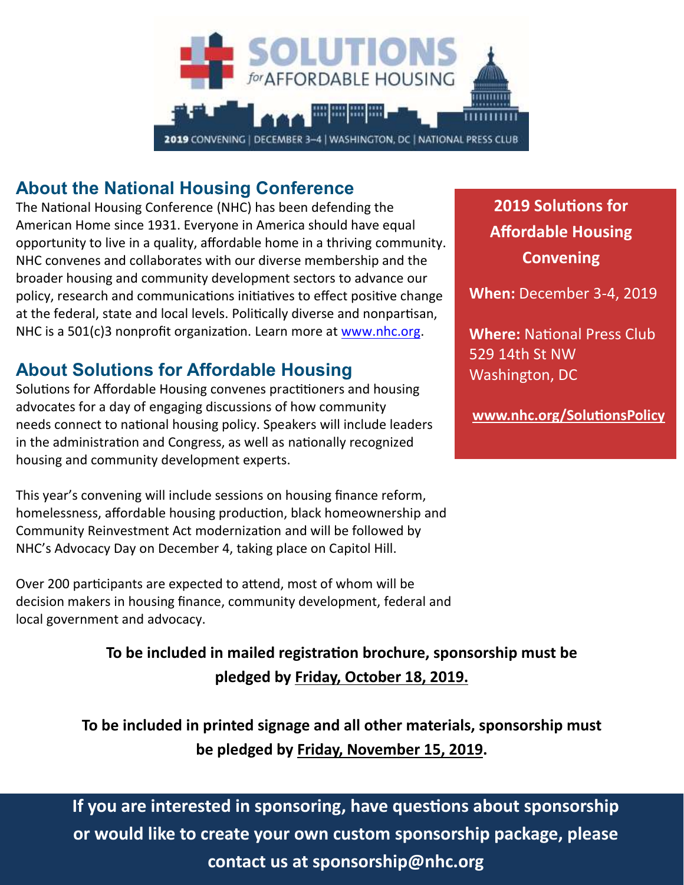# SOLUTIONS *for* AFFORDABLE HOUSING

**2019** CONVENING | DECEMBER 3–4 | WASHINGTON, DC | NATIONAL PRESS CLUB

## About the National Housing Conference

The National Housing Conference (NHC) has been defending the American Home since 1931. Everyone in America should have equal opportunity to live in a quality, affordable home in a thriving community. NHC convenes and collaborates with our diverse membership and the broader housing and community development sectors to advance our policy, research and communications initiatives to effect positive change at the federal, state and local levels. Politically diverse and nonpartisan, NHC is a 501(c)3 nonprofit organization. Learn more at www.nhc.org.

## About Solutions for Affordable Housing

Solutions for Affordable Housing convenes practitioners and housing advocates for a day of engaging discussions of how community needs connect to national housing policy. Speakers will include leaders in the administration and Congress, as well as nationally recognized housing and community development experts.

This year's convening will include sessions on housing finance reform, homelessness, affordable housing production, black homeownership and Community Reinvestment Act modernization and will be followed by NHC's Advocacy Day on December 4, taking place on Capitol Hill.

Over 200 participants are expected to attend, most of whom will be decision makers in housing finance, community development, federal and local government and advocacy.

**2019 Solutions for Affordable Housing Convening**

**When:** December 3-4, 2019

**Where:** National Press Club
529 14th St NW
Washington, DC

**www.nhc.org/SolutionsPolicy**

**To be included in mailed registration brochure, sponsorship must be pledged by Friday, October 18, 2019.**

**To be included in printed signage and all other materials, sponsorship must be pledged by Friday, November 15, 2019.**

**If you are interested in sponsoring, have questions about sponsorship or would like to create your own custom sponsorship package, please contact us at sponsorship@nhc.org**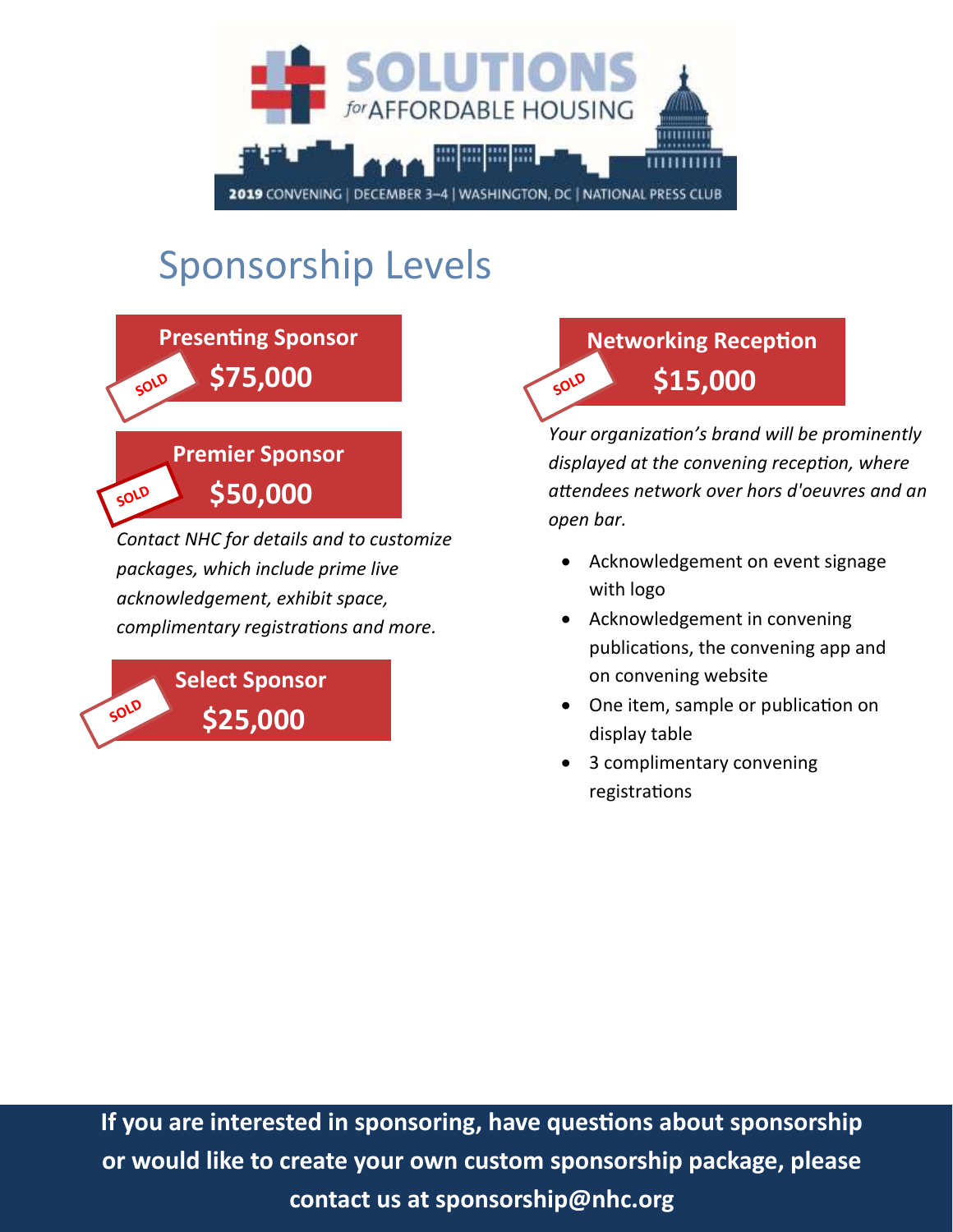SOLUTIONS *for* AFFORDABLE HOUSING

2019 CONVENING | DECEMBER 3–4 | WASHINGTON, DC | NATIONAL PRESS CLUB

# Sponsorship Levels

**Presenting Sponsor**
**$75,000**
SOLD

**Premier Sponsor**
**$50,000**
SOLD

*Contact NHC for details and to customize packages, which include prime live acknowledgement, exhibit space, complimentary registrations and more.*

**Select Sponsor**
**$25,000**
SOLD

**Networking Reception**
**$15,000**
SOLD

*Your organization's brand will be prominently displayed at the convening reception, where attendees network over hors d'oeuvres and an open bar.*

- Acknowledgement on event signage with logo
- Acknowledgement in convening publications, the convening app and on convening website
- One item, sample or publication on display table
- 3 complimentary convening registrations

**If you are interested in sponsoring, have questions about sponsorship or would like to create your own custom sponsorship package, please contact us at sponsorship@nhc.org**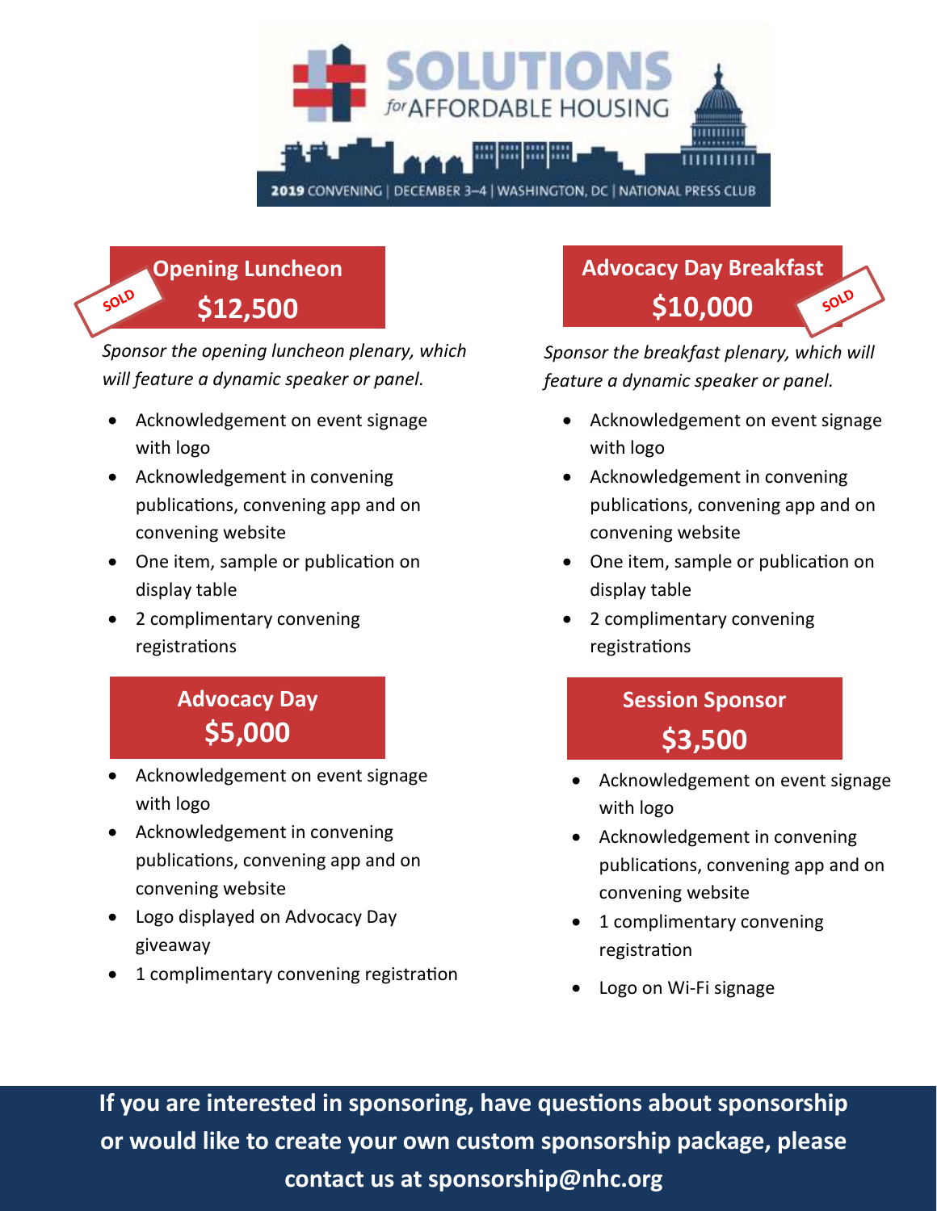# SOLUTIONS *for* AFFORDABLE HOUSING

**2019** CONVENING | DECEMBER 3–4 | WASHINGTON, DC | NATIONAL PRESS CLUB

## Opening Luncheon
## $12,500

SOLD

*Sponsor the opening luncheon plenary, which will feature a dynamic speaker or panel.*

- Acknowledgement on event signage with logo
- Acknowledgement in convening publications, convening app and on convening website
- One item, sample or publication on display table
- 2 complimentary convening registrations

## Advocacy Day Breakfast
## $10,000

SOLD

*Sponsor the breakfast plenary, which will feature a dynamic speaker or panel.*

- Acknowledgement on event signage with logo
- Acknowledgement in convening publications, convening app and on convening website
- One item, sample or publication on display table
- 2 complimentary convening registrations

## Advocacy Day
## $5,000

- Acknowledgement on event signage with logo
- Acknowledgement in convening publications, convening app and on convening website
- Logo displayed on Advocacy Day giveaway
- 1 complimentary convening registration

## Session Sponsor
## $3,500

- Acknowledgement on event signage with logo
- Acknowledgement in convening publications, convening app and on convening website
- 1 complimentary convening registration
- Logo on Wi-Fi signage

**If you are interested in sponsoring, have questions about sponsorship or would like to create your own custom sponsorship package, please contact us at sponsorship@nhc.org**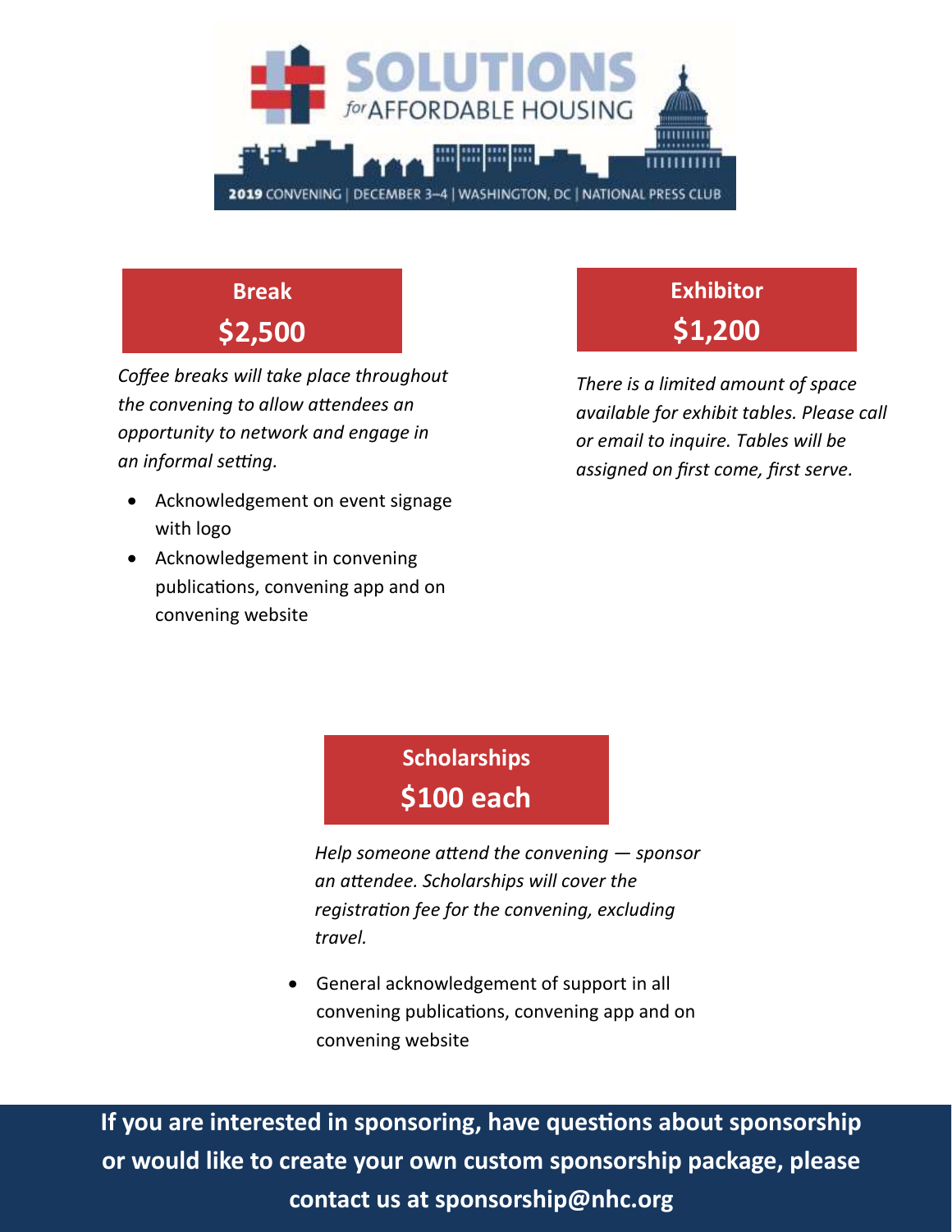# SOLUTIONS *for* AFFORDABLE HOUSING

**2019** CONVENING | DECEMBER 3–4 | WASHINGTON, DC | NATIONAL PRESS CLUB

## Break
## $2,500

*Coffee breaks will take place throughout the convening to allow attendees an opportunity to network and engage in an informal setting.*

- Acknowledgement on event signage with logo
- Acknowledgement in convening publications, convening app and on convening website

## Exhibitor
## $1,200

*There is a limited amount of space available for exhibit tables. Please call or email to inquire. Tables will be assigned on first come, first serve.*

## Scholarships
## $100 each

*Help someone attend the convening — sponsor an attendee. Scholarships will cover the registration fee for the convening, excluding travel.*

- General acknowledgement of support in all convening publications, convening app and on convening website

**If you are interested in sponsoring, have questions about sponsorship or would like to create your own custom sponsorship package, please contact us at sponsorship@nhc.org**